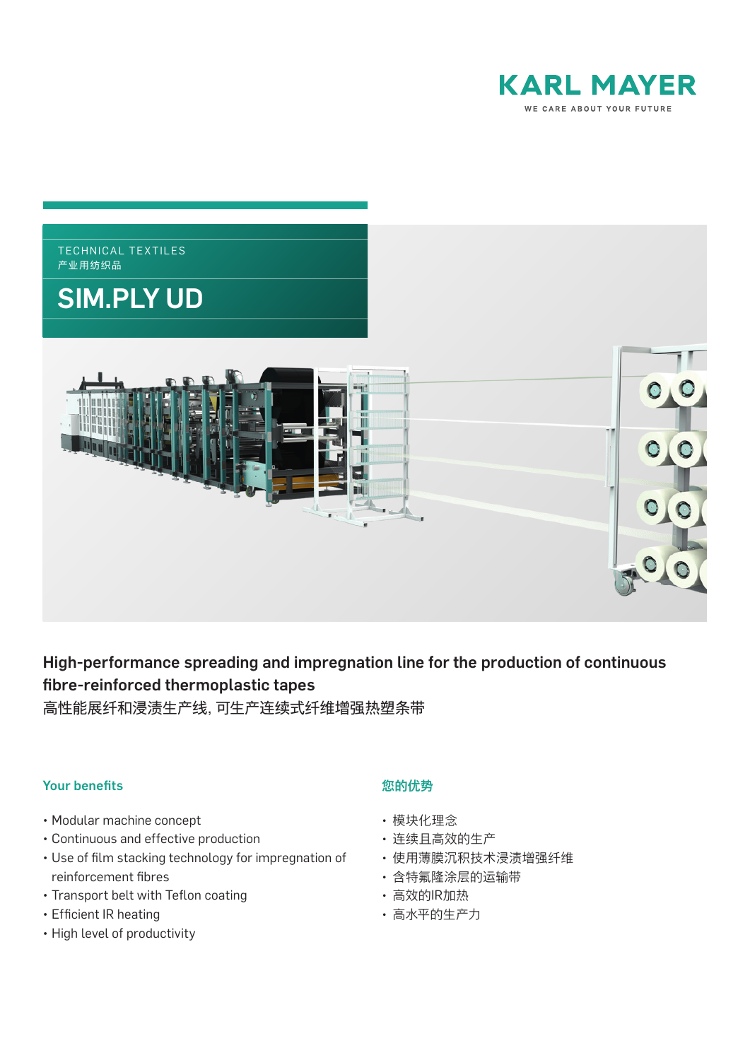KARL MAYER

WE CARE ABOUT YOUR FUTURE

TECHNICAL TEXTILES
产业用纺织品

# SIM.PLY UD

## High-performance spreading and impregnation line for the production of continuous fibre-reinforced thermoplastic tapes

高性能展纤和浸渍生产线, 可生产连续式纤维增强热塑条带

### Your benefits

- Modular machine concept
- Continuous and effective production
- Use of film stacking technology for impregnation of reinforcement fibres
- Transport belt with Teflon coating
- Efficient IR heating
- High level of productivity

### 您的优势

- 模块化理念
- 连续且高效的生产
- 使用薄膜沉积技术浸渍增强纤维
- 含特氟隆涂层的运输带
- 高效的IR加热
- 高水平的生产力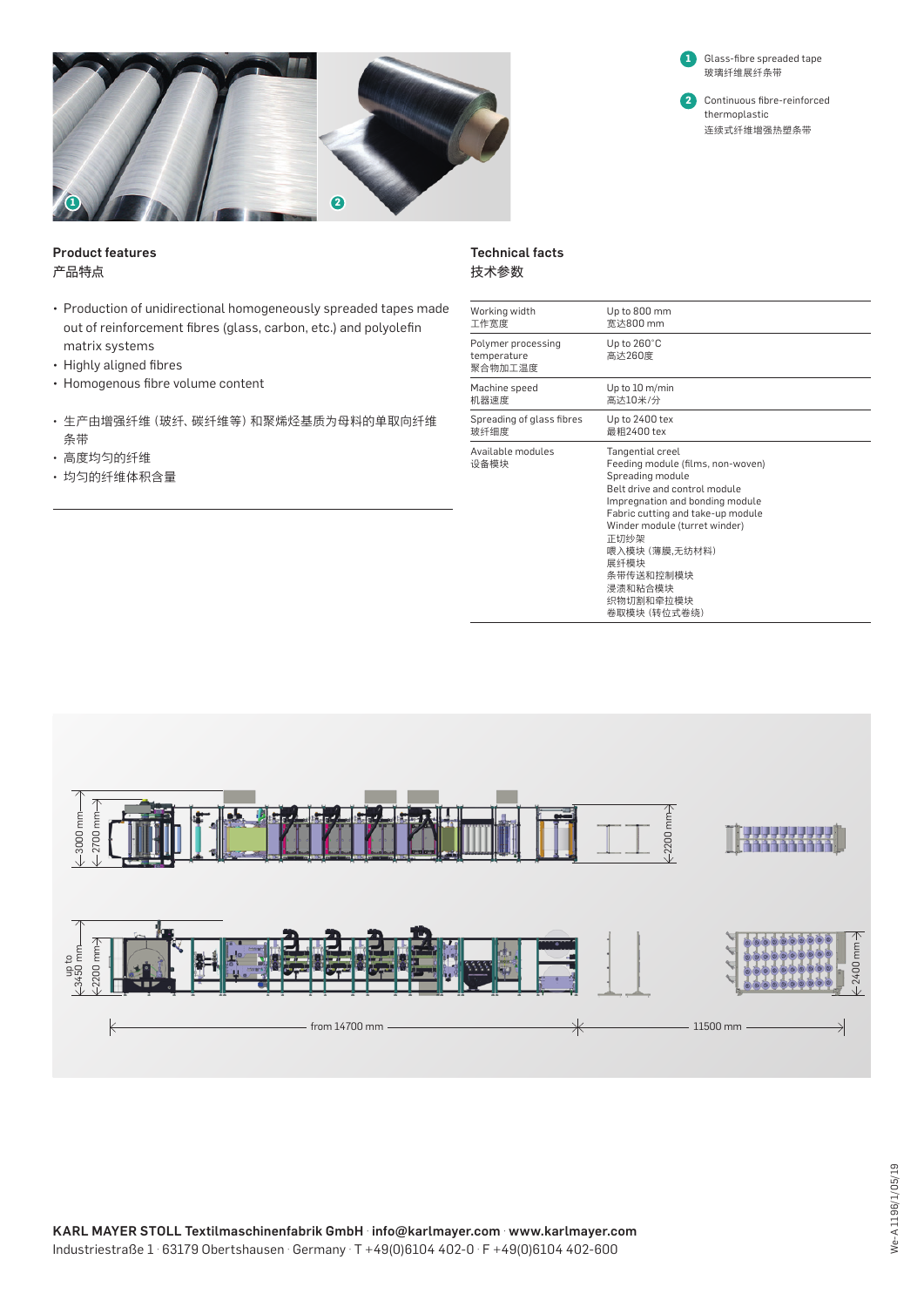1 Glass-fibre spreaded tape
玻璃纤维展纤条带

2 Continuous fibre-reinforced thermoplastic
连续式纤维增强热塑条带

## Product features
产品特点

- Production of unidirectional homogeneously spreaded tapes made out of reinforcement fibres (glass, carbon, etc.) and polyolefin matrix systems
- Highly aligned fibres
- Homogenous fibre volume content

- 生产由增强纤维（玻纤、碳纤维等）和聚烯烃基质为母料的单取向纤维条带
- 高度均匀的纤维
- 均匀的纤维体积含量

## Technical facts
技术参数

| | |
|---|---|
| Working width<br>工作宽度 | Up to 800 mm<br>宽达800 mm |
| Polymer processing temperature<br>聚合物加工温度 | Up to 260°C<br>高达260度 |
| Machine speed<br>机器速度 | Up to 10 m/min<br>高达10米/分 |
| Spreading of glass fibres<br>玻纤细度 | Up to 2400 tex<br>最粗2400 tex |
| Available modules<br>设备模块 | Tangential creel<br>Feeding module (films, non-woven)<br>Spreading module<br>Belt drive and control module<br>Impregnation and bonding module<br>Fabric cutting and take-up module<br>Winder module (turret winder)<br>正切纱架<br>喂入模块（薄膜,无纺材料）<br>展纤模块<br>条带传送和控制模块<br>浸渍和粘合模块<br>织物切割和牵拉模块<br>卷取模块（转位式卷绕） |

3000 mm
2700 mm
2200 mm
up to 3450 mm
2200 mm
2400 mm
from 14700 mm
11500 mm

**KARL MAYER STOLL Textilmaschinenfabrik GmbH** · **info@karlmayer.com** · **www.karlmayer.com**
Industriestraße 1 · 63179 Obertshausen · Germany · T +49(0)6104 402-0 · F +49(0)6104 402-600

We-A 1196/1/05/19